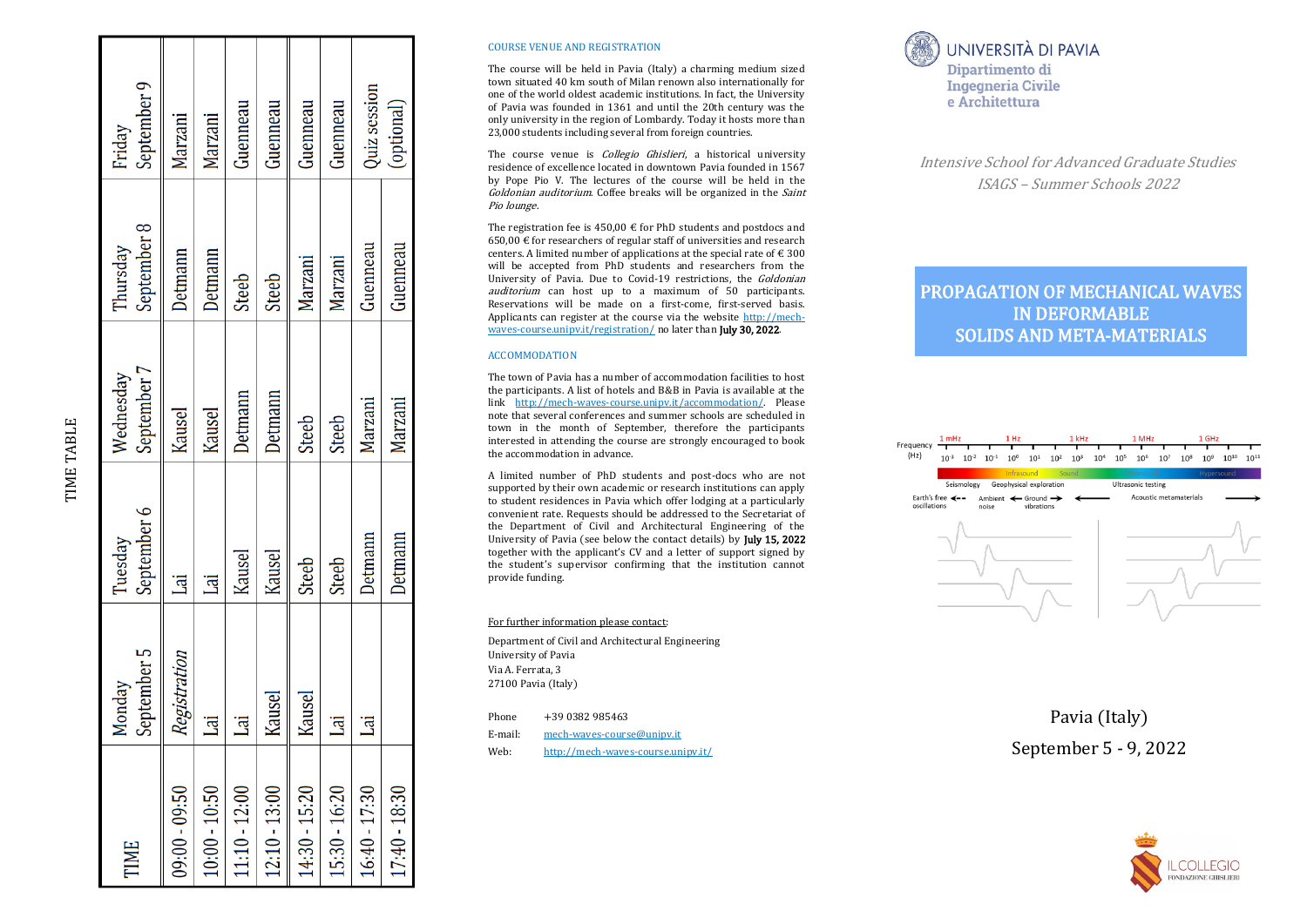## TIME TABLE

| TIME | Monday September 5 | Tuesday September 6 | Wednesday September 7 | Thursday September 8 | Friday September 9 |
|---|---|---|---|---|---|
| 09:00 - 09:50 | *Registration* | Lai | Kausel | Detmann | Marzani |
| 10:00 - 10:50 | Lai | Lai | Kausel | Detmann | Marzani |
| 11:10 - 12:00 | Lai | Kausel | Detmann | Steeb | Guenneau |
| 12:10 - 13:00 | Kausel | Kausel | Detmann | Steeb | Guenneau |
| 14:30 - 15:20 | Kausel | Steeb | Steeb | Marzani | Guenneau |
| 15:30 - 16:20 | Lai | Steeb | Steeb | Marzani | Guenneau |
| 16:40 - 17:30 | Lai | Detmann | Marzani | Guenneau | Quiz session (optional) |
| 17:40 - 18:30 | | Detmann | Marzani | Guenneau | |

## COURSE VENUE AND REGISTRATION

The course will be held in Pavia (Italy) a charming medium sized town situated 40 km south of Milan renown also internationally for one of the world oldest academic institutions. In fact, the University of Pavia was founded in 1361 and until the 20th century was the only university in the region of Lombardy. Today it hosts more than 23,000 students including several from foreign countries.

The course venue is *Collegio Ghislieri*, a historical university residence of excellence located in downtown Pavia founded in 1567 by Pope Pio V. The lectures of the course will be held in the *Goldonian auditorium*. Coffee breaks will be organized in the *Saint Pio lounge*.

The registration fee is 450,00 € for PhD students and postdocs and 650,00 € for researchers of regular staff of universities and research centers. A limited number of applications at the special rate of € 300 will be accepted from PhD students and researchers from the University of Pavia. Due to Covid-19 restrictions, the *Goldonian auditorium* can host up to a maximum of 50 participants. Reservations will be made on a first-come, first-served basis. Applicants can register at the course via the website http://mech-waves-course.unipv.it/registration/ no later than **July 30, 2022**.

## ACCOMMODATION

The town of Pavia has a number of accommodation facilities to host the participants. A list of hotels and B&B in Pavia is available at the link http://mech-waves-course.unipv.it/accommodation/. Please note that several conferences and summer schools are scheduled in town in the month of September, therefore the participants interested in attending the course are strongly encouraged to book the accommodation in advance.

A limited number of PhD students and post-docs who are not supported by their own academic or research institutions can apply to student residences in Pavia which offer lodging at a particularly convenient rate. Requests should be addressed to the Secretariat of the Department of Civil and Architectural Engineering of the University of Pavia (see below the contact details) by **July 15, 2022** together with the applicant's CV and a letter of support signed by the student's supervisor confirming that the institution cannot provide funding.

For further information please contact:

Department of Civil and Architectural Engineering
University of Pavia
Via A. Ferrata, 3
27100 Pavia (Italy)

Phone: +39 0382 985463
E-mail: mech-waves-course@unipv.it
Web: http://mech-waves-course.unipv.it/

UNIVERSITÀ DI PAVIA
Dipartimento di Ingegneria Civile e Architettura

*Intensive School for Advanced Graduate Studies*
*ISAGS – Summer Schools 2022*

# PROPAGATION OF MECHANICAL WAVES IN DEFORMABLE SOLIDS AND META-MATERIALS

Frequency (Hz): 1 mHz, 1 Hz, 1 kHz, 1 MHz, 1 GHz — $10^{-3}$ $10^{-2}$ $10^{-1}$ $10^{0}$ $10^{1}$ $10^{2}$ $10^{3}$ $10^{4}$ $10^{5}$ $10^{6}$ $10^{7}$ $10^{8}$ $10^{9}$ $10^{10}$ $10^{11}$

Infrasound, Sound, Hypersound; Seismology, Geophysical exploration, Ultrasonic testing; Earth's free oscillations, Ambient noise, Ground vibrations, Acoustic metamaterials

Pavia (Italy)
September 5 - 9, 2022

IL COLLEGIO
FONDAZIONE GHISLIERI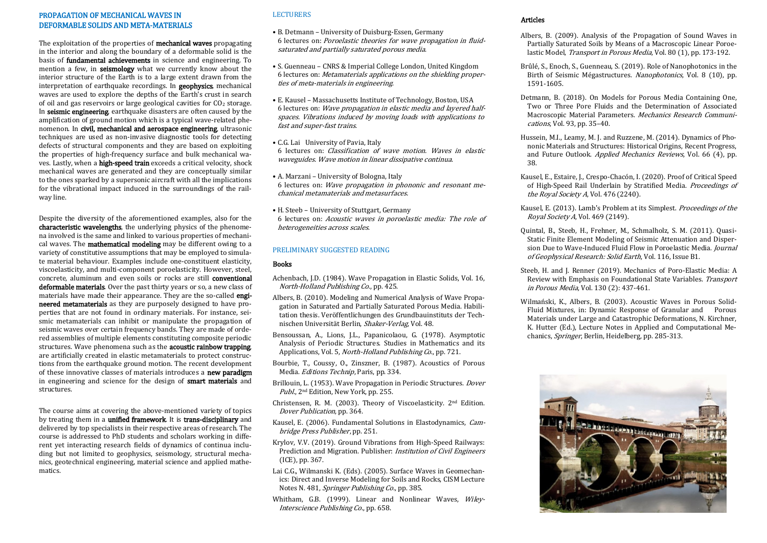## PROPAGATION OF MECHANICAL WAVES IN DEFORMABLE SOLIDS AND META-MATERIALS

The exploitation of the properties of **mechanical waves** propagating in the interior and along the boundary of a deformable solid is the basis of **fundamental achievements** in science and engineering. To mention a few, in **seismology** what we currently know about the interior structure of the Earth is to a large extent drawn from the interpretation of earthquake recordings. In **geophysics**, mechanical waves are used to explore the depths of the Earth's crust in search of oil and gas reservoirs or large geological cavities for $CO_2$ storage. In **seismic engineering**, earthquake disasters are often caused by the amplification of ground motion which is a typical wave-related phenomenon. In **civil, mechanical and aerospace engineering**, ultrasonic techniques are used as non-invasive diagnostic tools for detecting defects of structural components and they are based on exploiting the properties of high-frequency surface and bulk mechanical waves. Lastly, when a **high-speed train** exceeds a critical velocity, shock mechanical waves are generated and they are conceptually similar to the ones sparked by a supersonic aircraft with all the implications for the vibrational impact induced in the surroundings of the railway line.

Despite the diversity of the aforementioned examples, also for the **characteristic wavelengths**, the underlying physics of the phenomena involved is the same and linked to various properties of mechanical waves. The **mathematical modeling** may be different owing to a variety of constitutive assumptions that may be employed to simulate material behaviour. Examples include one-constituent elasticity, viscoelasticity, and multi-component poroelasticity. However, steel, concrete, aluminum and even soils or rocks are still **conventional deformable materials**. Over the past thirty years or so, a new class of materials have made their appearance. They are the so-called **engineered metamaterials** as they are purposely designed to have properties that are not found in ordinary materials. For instance, seismic metamaterials can inhibit or manipulate the propagation of seismic waves over certain frequency bands. They are made of ordered assemblies of multiple elements constituting composite periodic structures. Wave phenomena such as the **acoustic rainbow trapping**, are artificially created in elastic metamaterials to protect constructions from the earthquake ground motion. The recent development of these innovative classes of materials introduces a **new paradigm** in engineering and science for the design of **smart materials** and structures.

The course aims at covering the above-mentioned variety of topics by treating them in a **unified framework**. It is **trans-disciplinary** and delivered by top specialists in their respective areas of research. The course is addressed to PhD students and scholars working in different yet interacting research fields of dynamics of continua including but not limited to geophysics, seismology, structural mechanics, geotechnical engineering, material science and applied mathematics.

## LECTURERS

- B. Detmann – University of Duisburg-Essen, Germany
  6 lectures on: *Poroelastic theories for wave propagation in fluid-saturated and partially saturated porous media.*
- S. Guenneau – CNRS & Imperial College London, United Kingdom
  6 lectures on: *Metamaterials applications on the shielding properties of meta-materials in engineering.*
- E. Kausel – Massachusetts Institute of Technology, Boston, USA
  6 lectures on: *Wave propagation in elastic media and layered half-spaces. Vibrations induced by moving loads with applications to fast and super-fast trains.*
- C.G. Lai University of Pavia, Italy
  6 lectures on: *Classification of wave motion. Waves in elastic waveguides. Wave motion in linear dissipative continua.*
- A. Marzani – University of Bologna, Italy
  6 lectures on: *Wave propagation in phononic and resonant mechanical metamaterials and metasurfaces.*
- H. Steeb – University of Stuttgart, Germany
  6 lectures on: *Acoustic waves in poroelastic media: The role of heterogeneities across scales.*

## PRELIMINARY SUGGESTED READING

### Books

Achenbach, J.D. (1984). Wave Propagation in Elastic Solids, Vol. 16, *North-Holland Publishing Co*., pp. 425.

Albers, B. (2010). Modeling and Numerical Analysis of Wave Propagation in Saturated and Partially Saturated Porous Media. Habilitation thesis. Veröffentlichungen des Grundbauinstituts der Technischen Universität Berlin, *Shaker-Verlag*, Vol. 48.

Bensoussan, A., Lions, J.L., Papanicolaou, G. (1978). Asymptotic Analysis of Periodic Structures. Studies in Mathematics and its Applications, Vol. 5, *North-Holland Publishing Co*., pp. 721.

Bourbie, T., Coussy, O., Zinszner, B. (1987). Acoustics of Porous Media. *Editions Technip*, Paris, pp. 334.

Brillouin, L. (1953). Wave Propagation in Periodic Structures. *Dover Publ*., 2nd Edition, New York, pp. 255.

Christensen, R. M. (2003). Theory of Viscoelasticity. 2nd Edition. *Dover Publication*, pp. 364.

Kausel, E. (2006). Fundamental Solutions in Elastodynamics, *Cambridge Press Publisher*, pp. 251.

Krylov, V.V. (2019). Ground Vibrations from High-Speed Railways: Prediction and Migration. Publisher: *Institution of Civil Engineers* (ICE), pp. 367.

Lai C.G., Wilmanski K. (Eds). (2005). Surface Waves in Geomechanics: Direct and Inverse Modeling for Soils and Rocks, CISM Lecture Notes N. 481, *Springer Publishing Co*., pp. 385.

Whitham, G.B. (1999). Linear and Nonlinear Waves, *Wiley-Interscience Publishing Co*., pp. 658.

### Articles

Albers, B. (2009). Analysis of the Propagation of Sound Waves in Partially Saturated Soils by Means of a Macroscopic Linear Poroelastic Model, *Transport in Porous Media*, Vol. 80 (1), pp. 173-192.

Brûlé, S., Enoch, S., Guenneau, S. (2019). Role of Nanophotonics in the Birth of Seismic Mégastructures. *Nanophotonics*, Vol. 8 (10), pp. 1591-1605.

Detmann, B. (2018). On Models for Porous Media Containing One, Two or Three Pore Fluids and the Determination of Associated Macroscopic Material Parameters. *Mechanics Research Communications*, Vol. 93, pp. 35–40.

Hussein, M.I., Leamy, M. J. and Ruzzene, M. (2014). Dynamics of Phononic Materials and Structures: Historical Origins, Recent Progress, and Future Outlook. *Applied Mechanics Reviews*, Vol. 66 (4), pp. 38.

Kausel, E., Estaire, J., Crespo-Chacón, I. (2020). Proof of Critical Speed of High-Speed Rail Underlain by Stratified Media. *Proceedings of the Royal Society A*, Vol. 476 (2240).

Kausel, E. (2013). Lamb's Problem at its Simplest. *Proceedings of the Royal Society A*, Vol. 469 (2149).

Quintal, B., Steeb, H., Frehner, M., Schmalholz, S. M. (2011). Quasi-Static Finite Element Modeling of Seismic Attenuation and Dispersion Due to Wave-Induced Fluid Flow in Poroelastic Media. *Journal of Geophysical Research: Solid Earth*, Vol. 116, Issue B1.

Steeb, H. and J. Renner (2019). Mechanics of Poro-Elastic Media: A Review with Emphasis on Foundational State Variables. *Transport in Porous Media*, Vol. 130 (2): 437-461.

Wilmański, K., Albers, B. (2003). Acoustic Waves in Porous Solid-Fluid Mixtures, in: Dynamic Response of Granular and Porous Materials under Large and Catastrophic Deformations, N. Kirchner, K. Hutter (Ed.), Lecture Notes in Applied and Computational Mechanics, *Springer*, Berlin, Heidelberg, pp. 285-313.